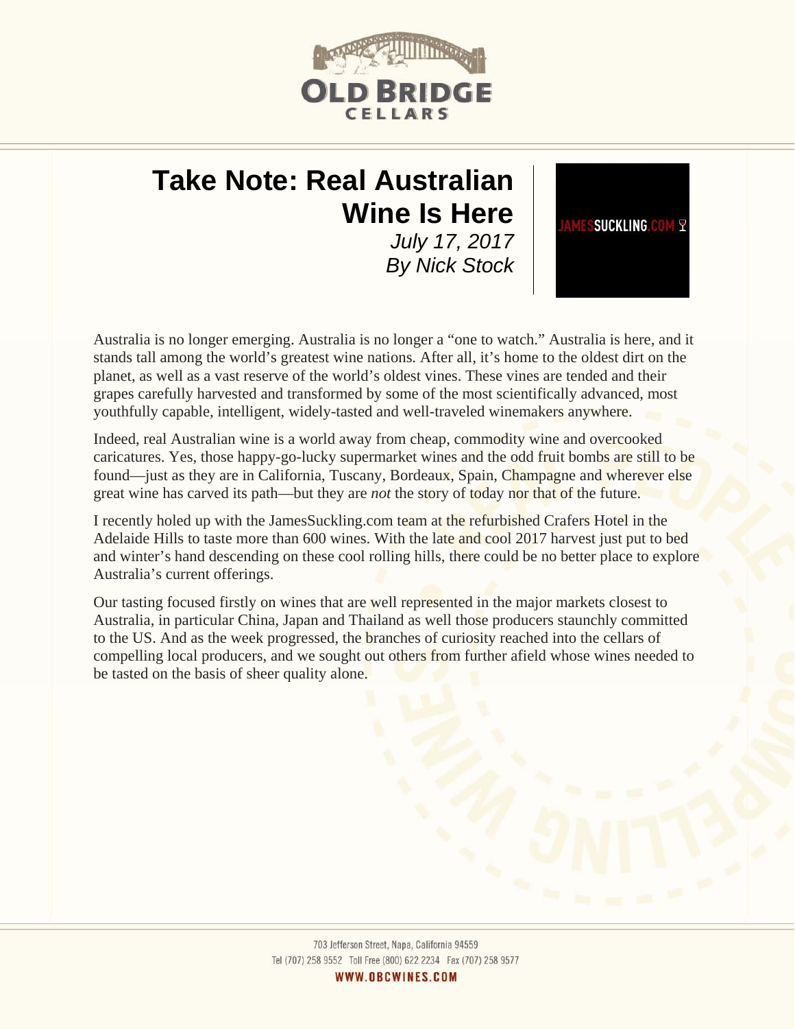# Take Note: Real Australian Wine Is Here

*July 17, 2017*
*By Nick Stock*

JAMESSUCKLING.COM

Australia is no longer emerging. Australia is no longer a "one to watch." Australia is here, and it stands tall among the world's greatest wine nations. After all, it's home to the oldest dirt on the planet, as well as a vast reserve of the world's oldest vines. These vines are tended and their grapes carefully harvested and transformed by some of the most scientifically advanced, most youthfully capable, intelligent, widely-tasted and well-traveled winemakers anywhere.

Indeed, real Australian wine is a world away from cheap, commodity wine and overcooked caricatures. Yes, those happy-go-lucky supermarket wines and the odd fruit bombs are still to be found—just as they are in California, Tuscany, Bordeaux, Spain, Champagne and wherever else great wine has carved its path—but they are *not* the story of today nor that of the future.

I recently holed up with the JamesSuckling.com team at the refurbished Crafers Hotel in the Adelaide Hills to taste more than 600 wines. With the late and cool 2017 harvest just put to bed and winter's hand descending on these cool rolling hills, there could be no better place to explore Australia's current offerings.

Our tasting focused firstly on wines that are well represented in the major markets closest to Australia, in particular China, Japan and Thailand as well those producers staunchly committed to the US. And as the week progressed, the branches of curiosity reached into the cellars of compelling local producers, and we sought out others from further afield whose wines needed to be tasted on the basis of sheer quality alone.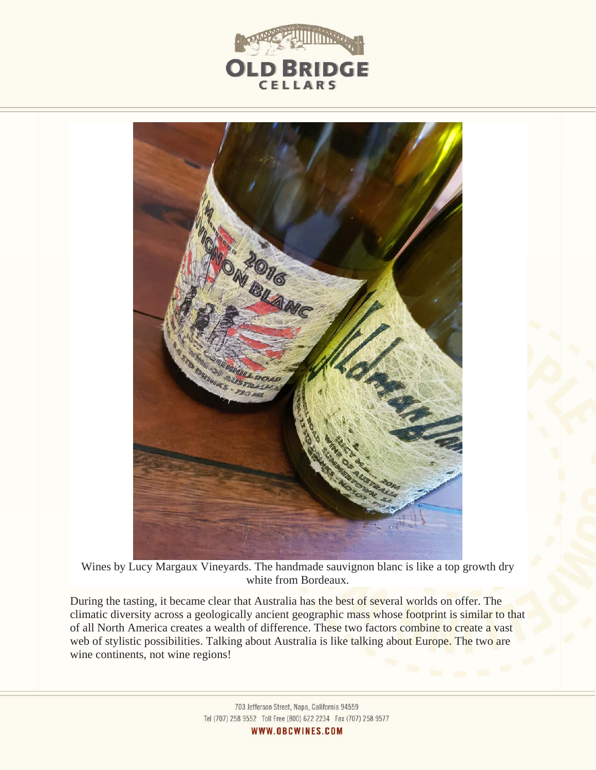Wines by Lucy Margaux Vineyards. The handmade sauvignon blanc is like a top growth dry white from Bordeaux.

During the tasting, it became clear that Australia has the best of several worlds on offer. The climatic diversity across a geologically ancient geographic mass whose footprint is similar to that of all North America creates a wealth of difference. These two factors combine to create a vast web of stylistic possibilities. Talking about Australia is like talking about Europe. The two are wine continents, not wine regions!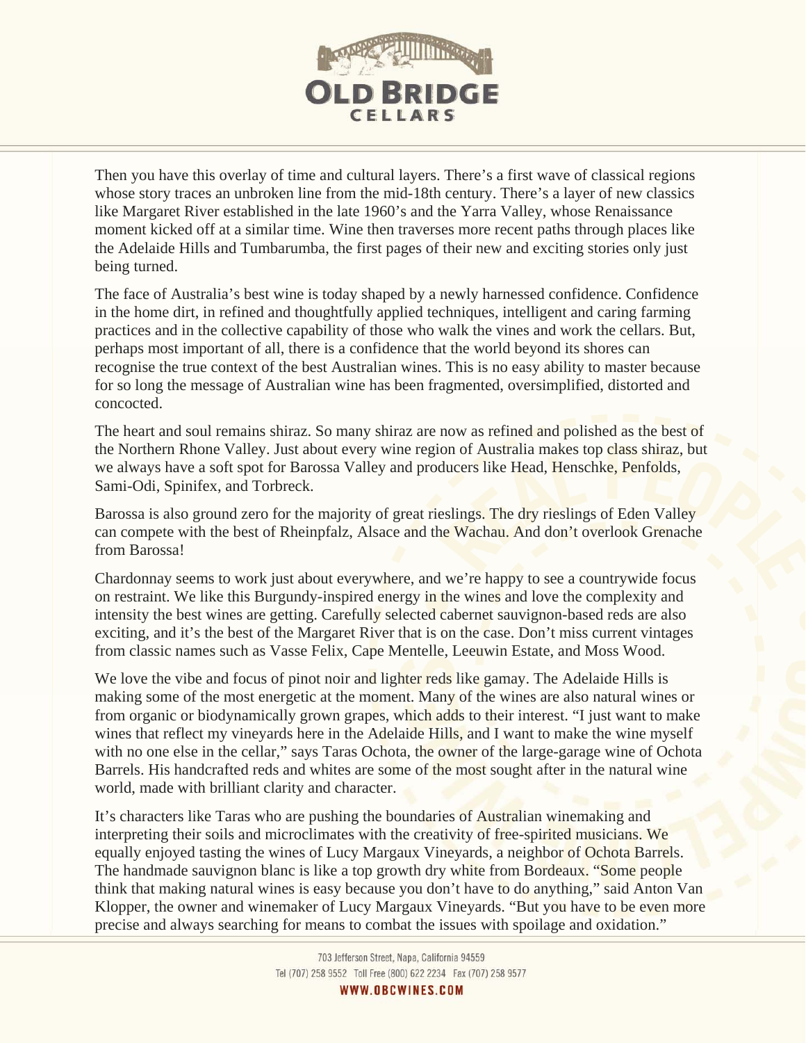Then you have this overlay of time and cultural layers. There's a first wave of classical regions whose story traces an unbroken line from the mid-18th century. There's a layer of new classics like Margaret River established in the late 1960's and the Yarra Valley, whose Renaissance moment kicked off at a similar time. Wine then traverses more recent paths through places like the Adelaide Hills and Tumbarumba, the first pages of their new and exciting stories only just being turned.

The face of Australia's best wine is today shaped by a newly harnessed confidence. Confidence in the home dirt, in refined and thoughtfully applied techniques, intelligent and caring farming practices and in the collective capability of those who walk the vines and work the cellars. But, perhaps most important of all, there is a confidence that the world beyond its shores can recognise the true context of the best Australian wines. This is no easy ability to master because for so long the message of Australian wine has been fragmented, oversimplified, distorted and concocted.

The heart and soul remains shiraz. So many shiraz are now as refined and polished as the best of the Northern Rhone Valley. Just about every wine region of Australia makes top class shiraz, but we always have a soft spot for Barossa Valley and producers like Head, Henschke, Penfolds, Sami-Odi, Spinifex, and Torbreck.

Barossa is also ground zero for the majority of great rieslings. The dry rieslings of Eden Valley can compete with the best of Rheinpfalz, Alsace and the Wachau. And don't overlook Grenache from Barossa!

Chardonnay seems to work just about everywhere, and we're happy to see a countrywide focus on restraint. We like this Burgundy-inspired energy in the wines and love the complexity and intensity the best wines are getting. Carefully selected cabernet sauvignon-based reds are also exciting, and it's the best of the Margaret River that is on the case. Don't miss current vintages from classic names such as Vasse Felix, Cape Mentelle, Leeuwin Estate, and Moss Wood.

We love the vibe and focus of pinot noir and lighter reds like gamay. The Adelaide Hills is making some of the most energetic at the moment. Many of the wines are also natural wines or from organic or biodynamically grown grapes, which adds to their interest. "I just want to make wines that reflect my vineyards here in the Adelaide Hills, and I want to make the wine myself with no one else in the cellar," says Taras Ochota, the owner of the large-garage wine of Ochota Barrels. His handcrafted reds and whites are some of the most sought after in the natural wine world, made with brilliant clarity and character.

It's characters like Taras who are pushing the boundaries of Australian winemaking and interpreting their soils and microclimates with the creativity of free-spirited musicians. We equally enjoyed tasting the wines of Lucy Margaux Vineyards, a neighbor of Ochota Barrels. The handmade sauvignon blanc is like a top growth dry white from Bordeaux. "Some people think that making natural wines is easy because you don't have to do anything," said Anton Van Klopper, the owner and winemaker of Lucy Margaux Vineyards. "But you have to be even more precise and always searching for means to combat the issues with spoilage and oxidation."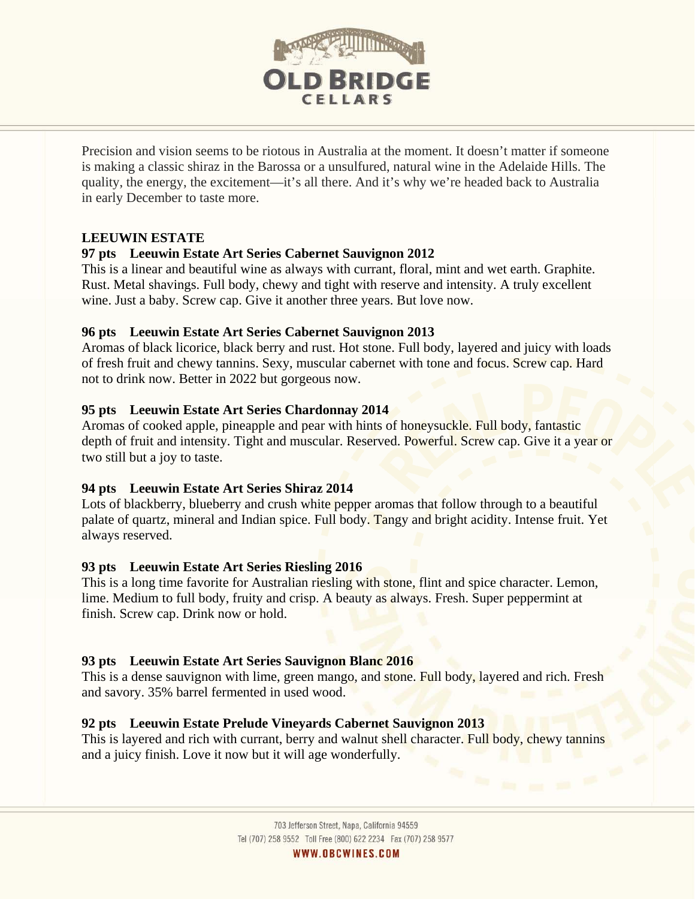Precision and vision seems to be riotous in Australia at the moment. It doesn't matter if someone is making a classic shiraz in the Barossa or a unsulfured, natural wine in the Adelaide Hills. The quality, the energy, the excitement—it's all there. And it's why we're headed back to Australia in early December to taste more.

## LEEUWIN ESTATE

### 97 pts Leeuwin Estate Art Series Cabernet Sauvignon 2012

This is a linear and beautiful wine as always with currant, floral, mint and wet earth. Graphite. Rust. Metal shavings. Full body, chewy and tight with reserve and intensity. A truly excellent wine. Just a baby. Screw cap. Give it another three years. But love now.

### 96 pts Leeuwin Estate Art Series Cabernet Sauvignon 2013

Aromas of black licorice, black berry and rust. Hot stone. Full body, layered and juicy with loads of fresh fruit and chewy tannins. Sexy, muscular cabernet with tone and focus. Screw cap. Hard not to drink now. Better in 2022 but gorgeous now.

### 95 pts Leeuwin Estate Art Series Chardonnay 2014

Aromas of cooked apple, pineapple and pear with hints of honeysuckle. Full body, fantastic depth of fruit and intensity. Tight and muscular. Reserved. Powerful. Screw cap. Give it a year or two still but a joy to taste.

### 94 pts Leeuwin Estate Art Series Shiraz 2014

Lots of blackberry, blueberry and crush white pepper aromas that follow through to a beautiful palate of quartz, mineral and Indian spice. Full body. Tangy and bright acidity. Intense fruit. Yet always reserved.

### 93 pts Leeuwin Estate Art Series Riesling 2016

This is a long time favorite for Australian riesling with stone, flint and spice character. Lemon, lime. Medium to full body, fruity and crisp. A beauty as always. Fresh. Super peppermint at finish. Screw cap. Drink now or hold.

### 93 pts Leeuwin Estate Art Series Sauvignon Blanc 2016

This is a dense sauvignon with lime, green mango, and stone. Full body, layered and rich. Fresh and savory. 35% barrel fermented in used wood.

### 92 pts Leeuwin Estate Prelude Vineyards Cabernet Sauvignon 2013

This is layered and rich with currant, berry and walnut shell character. Full body, chewy tannins and a juicy finish. Love it now but it will age wonderfully.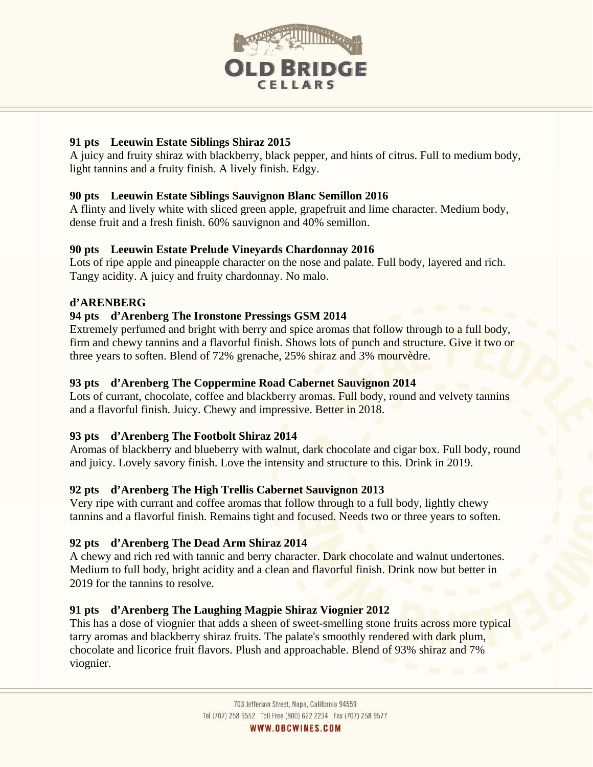**91 pts Leeuwin Estate Siblings Shiraz 2015**

A juicy and fruity shiraz with blackberry, black pepper, and hints of citrus. Full to medium body, light tannins and a fruity finish. A lively finish. Edgy.

**90 pts Leeuwin Estate Siblings Sauvignon Blanc Semillon 2016**

A flinty and lively white with sliced green apple, grapefruit and lime character. Medium body, dense fruit and a fresh finish. 60% sauvignon and 40% semillon.

**90 pts Leeuwin Estate Prelude Vineyards Chardonnay 2016**

Lots of ripe apple and pineapple character on the nose and palate. Full body, layered and rich. Tangy acidity. A juicy and fruity chardonnay. No malo.

**d'ARENBERG**

**94 pts d'Arenberg The Ironstone Pressings GSM 2014**

Extremely perfumed and bright with berry and spice aromas that follow through to a full body, firm and chewy tannins and a flavorful finish. Shows lots of punch and structure. Give it two or three years to soften. Blend of 72% grenache, 25% shiraz and 3% mourvèdre.

**93 pts d'Arenberg The Coppermine Road Cabernet Sauvignon 2014**

Lots of currant, chocolate, coffee and blackberry aromas. Full body, round and velvety tannins and a flavorful finish. Juicy. Chewy and impressive. Better in 2018.

**93 pts d'Arenberg The Footbolt Shiraz 2014**

Aromas of blackberry and blueberry with walnut, dark chocolate and cigar box. Full body, round and juicy. Lovely savory finish. Love the intensity and structure to this. Drink in 2019.

**92 pts d'Arenberg The High Trellis Cabernet Sauvignon 2013**

Very ripe with currant and coffee aromas that follow through to a full body, lightly chewy tannins and a flavorful finish. Remains tight and focused. Needs two or three years to soften.

**92 pts d'Arenberg The Dead Arm Shiraz 2014**

A chewy and rich red with tannic and berry character. Dark chocolate and walnut undertones. Medium to full body, bright acidity and a clean and flavorful finish. Drink now but better in 2019 for the tannins to resolve.

**91 pts d'Arenberg The Laughing Magpie Shiraz Viognier 2012**

This has a dose of viognier that adds a sheen of sweet-smelling stone fruits across more typical tarry aromas and blackberry shiraz fruits. The palate's smoothly rendered with dark plum, chocolate and licorice fruit flavors. Plush and approachable. Blend of 93% shiraz and 7% viognier.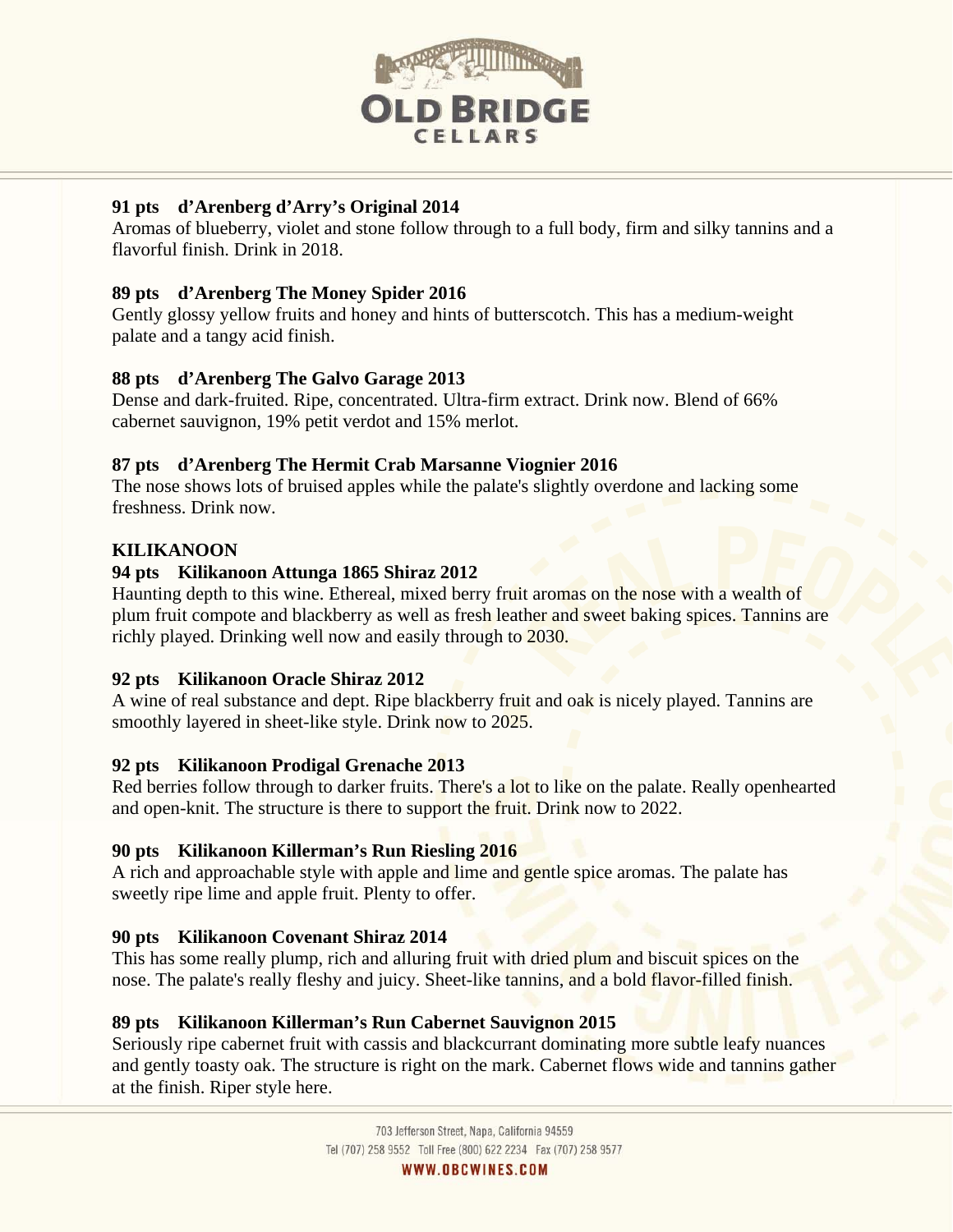### 91 pts d'Arenberg d'Arry's Original 2014

Aromas of blueberry, violet and stone follow through to a full body, firm and silky tannins and a flavorful finish. Drink in 2018.

### 89 pts d'Arenberg The Money Spider 2016

Gently glossy yellow fruits and honey and hints of butterscotch. This has a medium-weight palate and a tangy acid finish.

### 88 pts d'Arenberg The Galvo Garage 2013

Dense and dark-fruited. Ripe, concentrated. Ultra-firm extract. Drink now. Blend of 66% cabernet sauvignon, 19% petit verdot and 15% merlot.

### 87 pts d'Arenberg The Hermit Crab Marsanne Viognier 2016

The nose shows lots of bruised apples while the palate's slightly overdone and lacking some freshness. Drink now.

## KILIKANOON

### 94 pts Kilikanoon Attunga 1865 Shiraz 2012

Haunting depth to this wine. Ethereal, mixed berry fruit aromas on the nose with a wealth of plum fruit compote and blackberry as well as fresh leather and sweet baking spices. Tannins are richly played. Drinking well now and easily through to 2030.

### 92 pts Kilikanoon Oracle Shiraz 2012

A wine of real substance and dept. Ripe blackberry fruit and oak is nicely played. Tannins are smoothly layered in sheet-like style. Drink now to 2025.

### 92 pts Kilikanoon Prodigal Grenache 2013

Red berries follow through to darker fruits. There's a lot to like on the palate. Really openhearted and open-knit. The structure is there to support the fruit. Drink now to 2022.

### 90 pts Kilikanoon Killerman's Run Riesling 2016

A rich and approachable style with apple and lime and gentle spice aromas. The palate has sweetly ripe lime and apple fruit. Plenty to offer.

### 90 pts Kilikanoon Covenant Shiraz 2014

This has some really plump, rich and alluring fruit with dried plum and biscuit spices on the nose. The palate's really fleshy and juicy. Sheet-like tannins, and a bold flavor-filled finish.

### 89 pts Kilikanoon Killerman's Run Cabernet Sauvignon 2015

Seriously ripe cabernet fruit with cassis and blackcurrant dominating more subtle leafy nuances and gently toasty oak. The structure is right on the mark. Cabernet flows wide and tannins gather at the finish. Riper style here.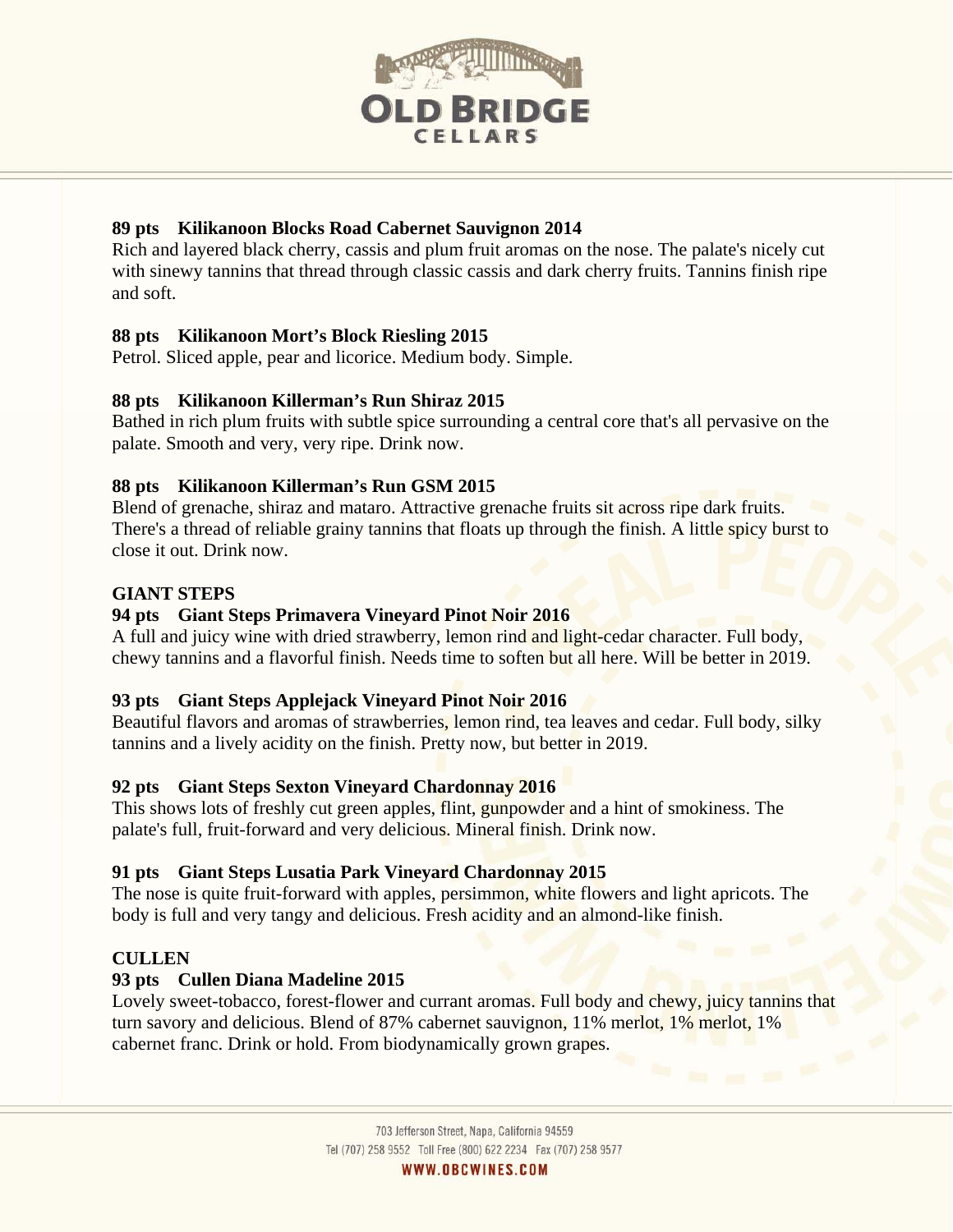**89 pts Kilikanoon Blocks Road Cabernet Sauvignon 2014**
Rich and layered black cherry, cassis and plum fruit aromas on the nose. The palate's nicely cut with sinewy tannins that thread through classic cassis and dark cherry fruits. Tannins finish ripe and soft.

**88 pts Kilikanoon Mort's Block Riesling 2015**
Petrol. Sliced apple, pear and licorice. Medium body. Simple.

**88 pts Kilikanoon Killerman's Run Shiraz 2015**
Bathed in rich plum fruits with subtle spice surrounding a central core that's all pervasive on the palate. Smooth and very, very ripe. Drink now.

**88 pts Kilikanoon Killerman's Run GSM 2015**
Blend of grenache, shiraz and mataro. Attractive grenache fruits sit across ripe dark fruits. There's a thread of reliable grainy tannins that floats up through the finish. A little spicy burst to close it out. Drink now.

**GIANT STEPS**

**94 pts Giant Steps Primavera Vineyard Pinot Noir 2016**
A full and juicy wine with dried strawberry, lemon rind and light-cedar character. Full body, chewy tannins and a flavorful finish. Needs time to soften but all here. Will be better in 2019.

**93 pts Giant Steps Applejack Vineyard Pinot Noir 2016**
Beautiful flavors and aromas of strawberries, lemon rind, tea leaves and cedar. Full body, silky tannins and a lively acidity on the finish. Pretty now, but better in 2019.

**92 pts Giant Steps Sexton Vineyard Chardonnay 2016**
This shows lots of freshly cut green apples, flint, gunpowder and a hint of smokiness. The palate's full, fruit-forward and very delicious. Mineral finish. Drink now.

**91 pts Giant Steps Lusatia Park Vineyard Chardonnay 2015**
The nose is quite fruit-forward with apples, persimmon, white flowers and light apricots. The body is full and very tangy and delicious. Fresh acidity and an almond-like finish.

**CULLEN**

**93 pts Cullen Diana Madeline 2015**
Lovely sweet-tobacco, forest-flower and currant aromas. Full body and chewy, juicy tannins that turn savory and delicious. Blend of 87% cabernet sauvignon, 11% merlot, 1% merlot, 1% cabernet franc. Drink or hold. From biodynamically grown grapes.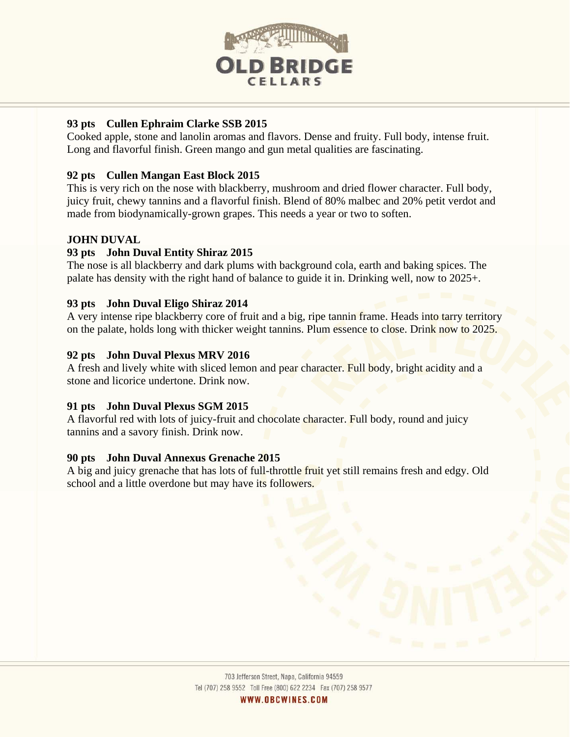**93 pts Cullen Ephraim Clarke SSB 2015**
Cooked apple, stone and lanolin aromas and flavors. Dense and fruity. Full body, intense fruit. Long and flavorful finish. Green mango and gun metal qualities are fascinating.

**92 pts Cullen Mangan East Block 2015**
This is very rich on the nose with blackberry, mushroom and dried flower character. Full body, juicy fruit, chewy tannins and a flavorful finish. Blend of 80% malbec and 20% petit verdot and made from biodynamically-grown grapes. This needs a year or two to soften.

**JOHN DUVAL**

**93 pts John Duval Entity Shiraz 2015**
The nose is all blackberry and dark plums with background cola, earth and baking spices. The palate has density with the right hand of balance to guide it in. Drinking well, now to 2025+.

**93 pts John Duval Eligo Shiraz 2014**
A very intense ripe blackberry core of fruit and a big, ripe tannin frame. Heads into tarry territory on the palate, holds long with thicker weight tannins. Plum essence to close. Drink now to 2025.

**92 pts John Duval Plexus MRV 2016**
A fresh and lively white with sliced lemon and pear character. Full body, bright acidity and a stone and licorice undertone. Drink now.

**91 pts John Duval Plexus SGM 2015**
A flavorful red with lots of juicy-fruit and chocolate character. Full body, round and juicy tannins and a savory finish. Drink now.

**90 pts John Duval Annexus Grenache 2015**
A big and juicy grenache that has lots of full-throttle fruit yet still remains fresh and edgy. Old school and a little overdone but may have its followers.